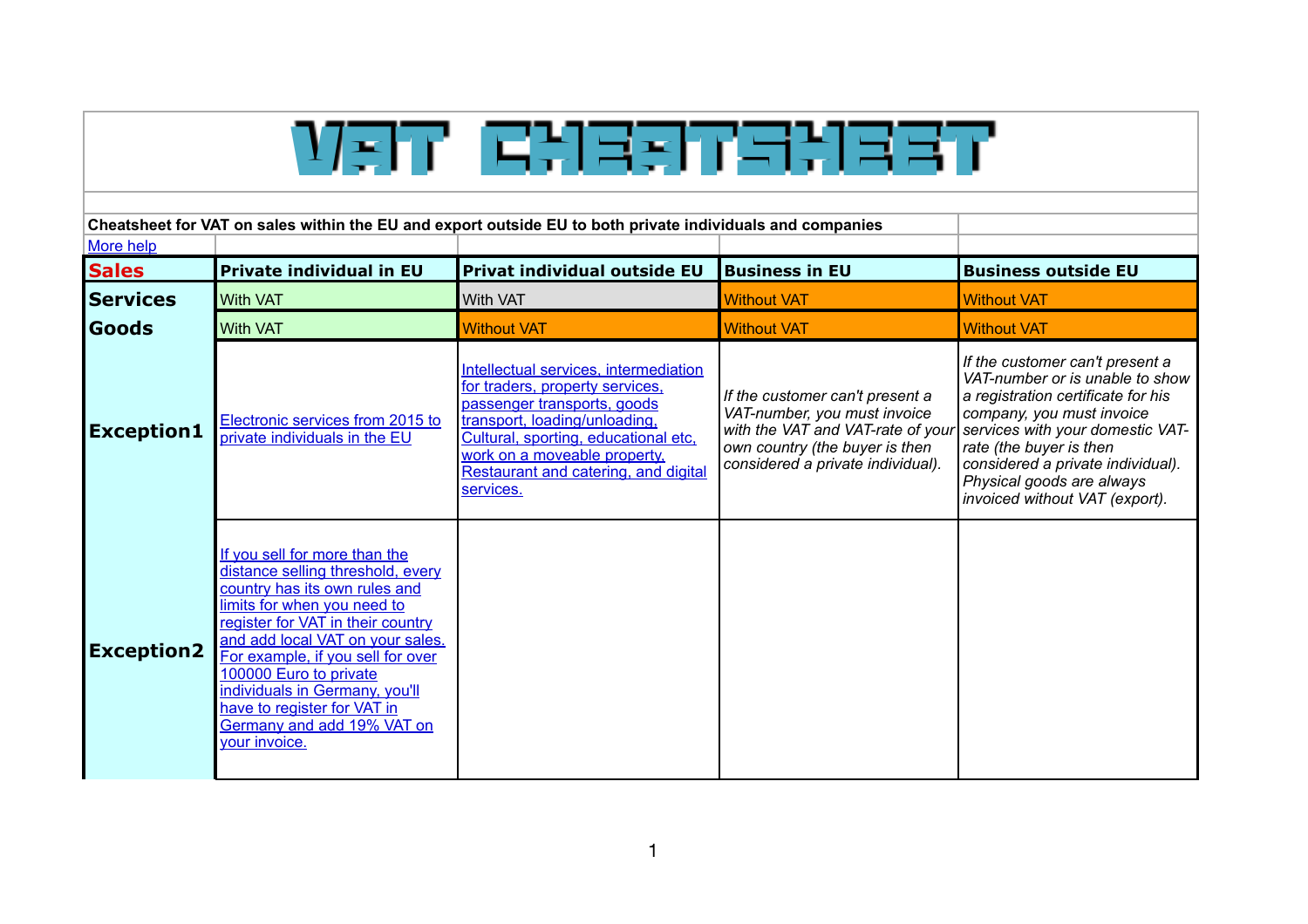# VAT CHEATSHEET

**Cheatsheet for VAT on sales within the EU and export outside EU to both private individuals and companies**

More help

| **Sales** | **Private individual in EU** | **Privat individual outside EU** | **Business in EU** | **Business outside EU** |
|---|---|---|---|---|
| **Services** | With VAT | With VAT | Without VAT | Without VAT |
| **Goods** | With VAT | Without VAT | Without VAT | Without VAT |
| **Exception1** | Electronic services from 2015 to private individuals in the EU | Intellectual services, intermediation for traders, property services, passenger transports, goods transport, loading/unloading, Cultural, sporting, educational etc, work on a moveable property, Restaurant and catering, and digital services. | *If the customer can't present a VAT-number, you must invoice with the VAT and VAT-rate of your own country (the buyer is then considered a private individual).* | *If the customer can't present a VAT-number or is unable to show a registration certificate for his company, you must invoice services with your domestic VAT-rate (the buyer is then considered a private individual). Physical goods are always invoiced without VAT (export).* |
| **Exception2** | If you sell for more than the distance selling threshold, every country has its own rules and limits for when you need to register for VAT in their country and add local VAT on your sales. For example, if you sell for over 100000 Euro to private individuals in Germany, you'll have to register for VAT in Germany and add 19% VAT on your invoice. | | | |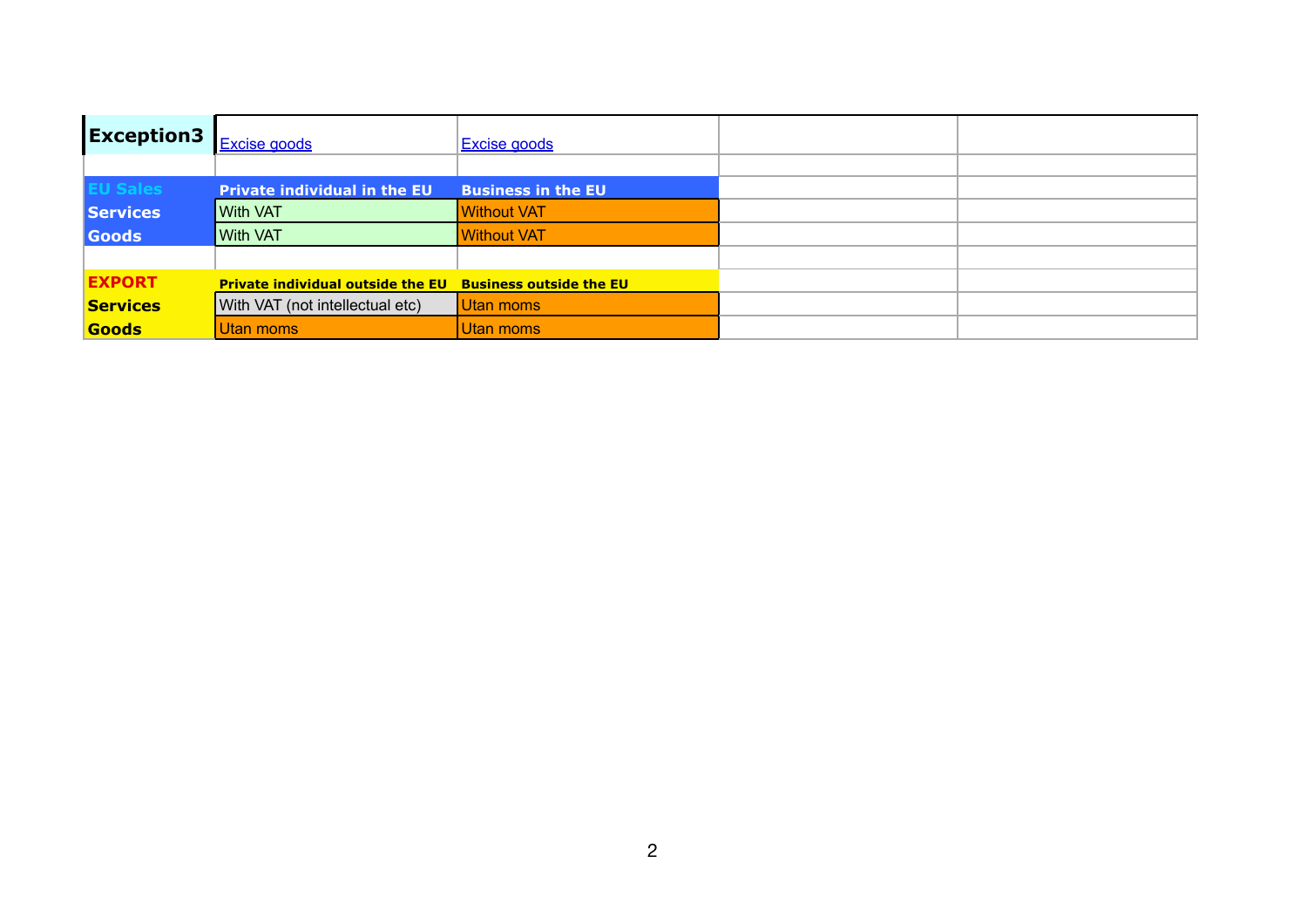| Exception3 | Excise goods | Excise goods | | |
|---|---|---|---|---|
| | | | | |
| **EU Sales** | **Private individual in the EU** | **Business in the EU** | | |
| **Services** | With VAT | Without VAT | | |
| **Goods** | With VAT | Without VAT | | |
| | | | | |
| **EXPORT** | **Private individual outside the EU** | **Business outside the EU** | | |
| **Services** | With VAT (not intellectual etc) | Utan moms | | |
| **Goods** | Utan moms | Utan moms | | |